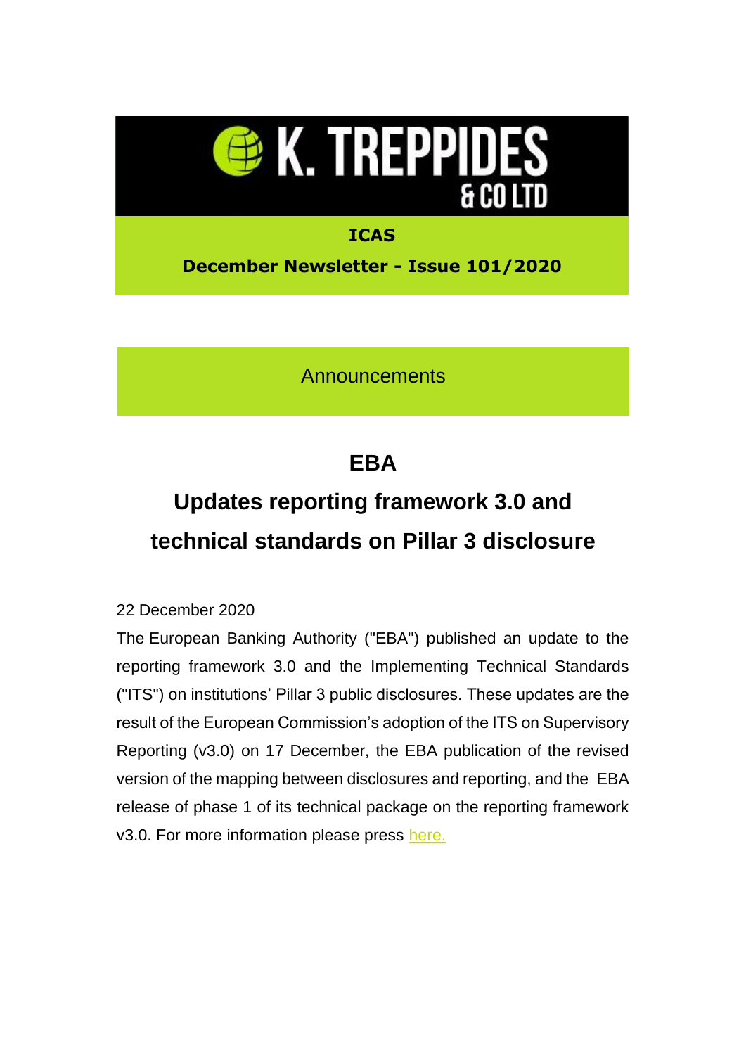# K. TREPPIDES & CO LTD

**ICAS**

**December Newsletter - Issue 101/2020**

## Announcements

## EBA

## Updates reporting framework 3.0 and technical standards on Pillar 3 disclosure

22 December 2020

The European Banking Authority ("EBA") published an update to the reporting framework 3.0 and the Implementing Technical Standards ("ITS") on institutions' Pillar 3 public disclosures. These updates are the result of the European Commission's adoption of the ITS on Supervisory Reporting (v3.0) on 17 December, the EBA publication of the revised version of the mapping between disclosures and reporting, and the EBA release of phase 1 of its technical package on the reporting framework v3.0. For more information please press here.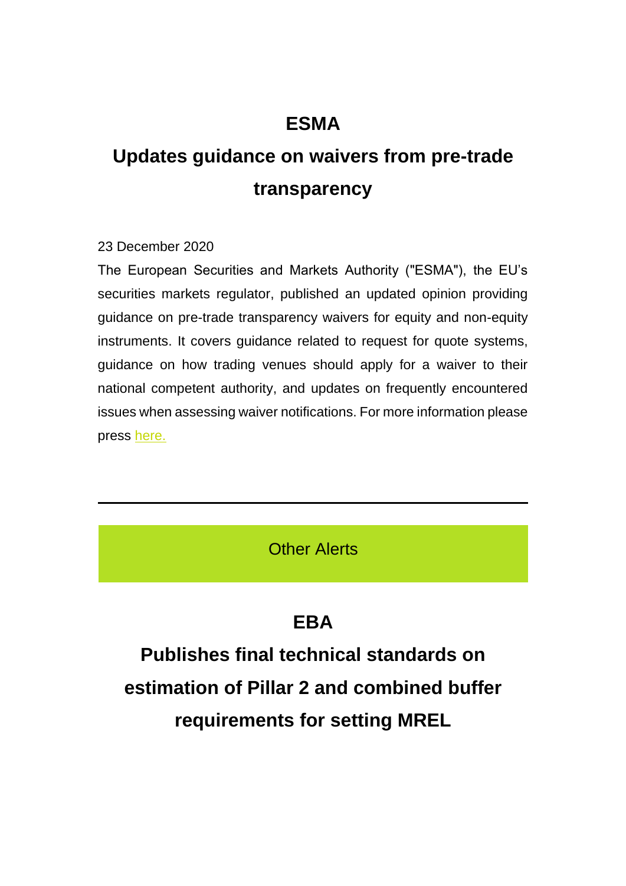## ESMA

## Updates guidance on waivers from pre-trade transparency

23 December 2020

The European Securities and Markets Authority ("ESMA"), the EU's securities markets regulator, published an updated opinion providing guidance on pre-trade transparency waivers for equity and non-equity instruments. It covers guidance related to request for quote systems, guidance on how trading venues should apply for a waiver to their national competent authority, and updates on frequently encountered issues when assessing waiver notifications. For more information please press here.

---

Other Alerts

## EBA

## Publishes final technical standards on estimation of Pillar 2 and combined buffer requirements for setting MREL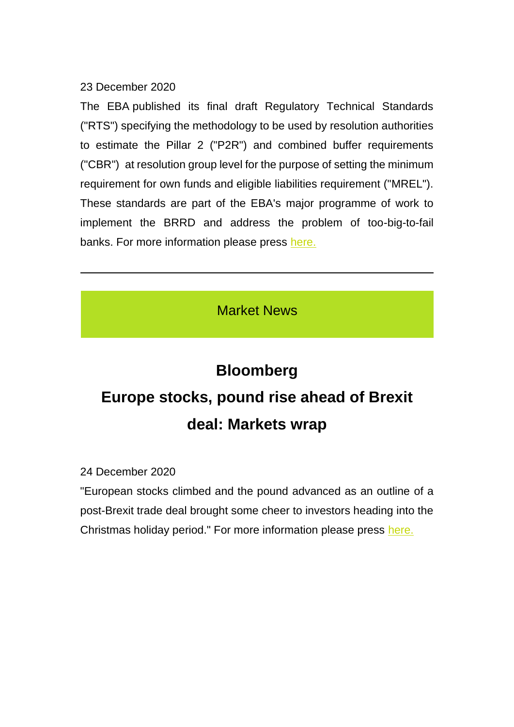23 December 2020

The EBA published its final draft Regulatory Technical Standards ("RTS") specifying the methodology to be used by resolution authorities to estimate the Pillar 2 ("P2R") and combined buffer requirements ("CBR") at resolution group level for the purpose of setting the minimum requirement for own funds and eligible liabilities requirement ("MREL"). These standards are part of the EBA's major programme of work to implement the BRRD and address the problem of too-big-to-fail banks. For more information please press here.

---

## Market News

### Bloomberg

### Europe stocks, pound rise ahead of Brexit deal: Markets wrap

24 December 2020

"European stocks climbed and the pound advanced as an outline of a post-Brexit trade deal brought some cheer to investors heading into the Christmas holiday period." For more information please press here.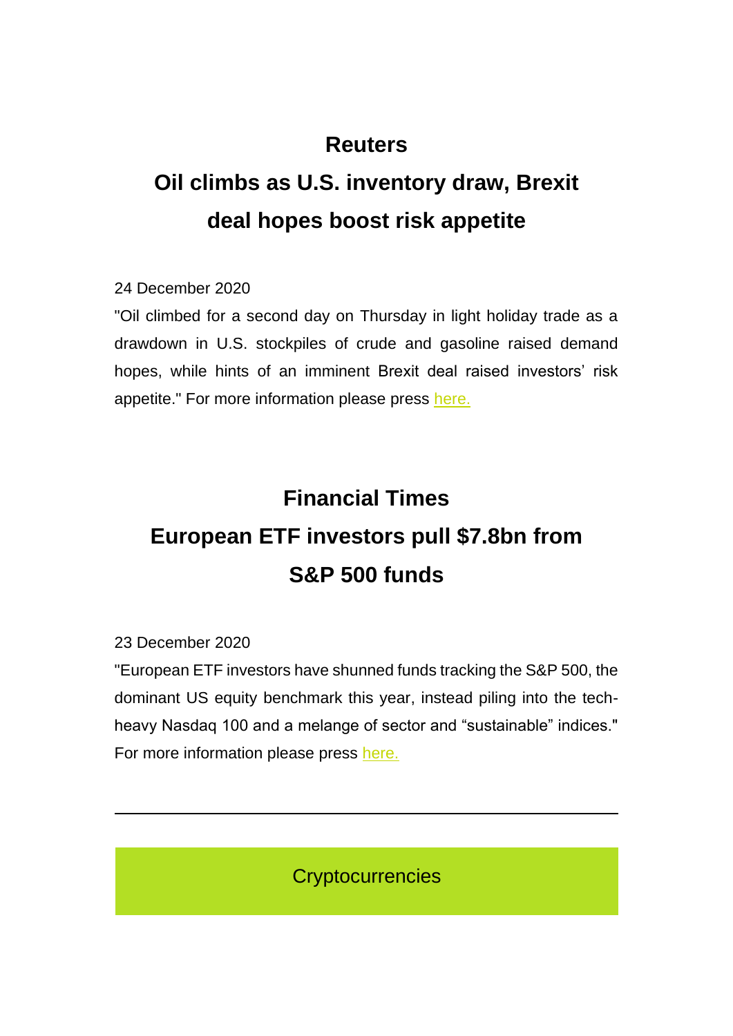## Reuters

## Oil climbs as U.S. inventory draw, Brexit deal hopes boost risk appetite

24 December 2020

"Oil climbed for a second day on Thursday in light holiday trade as a drawdown in U.S. stockpiles of crude and gasoline raised demand hopes, while hints of an imminent Brexit deal raised investors' risk appetite." For more information please press here.

## Financial Times

## European ETF investors pull $7.8bn from S&P 500 funds

23 December 2020

"European ETF investors have shunned funds tracking the S&P 500, the dominant US equity benchmark this year, instead piling into the tech-heavy Nasdaq 100 and a melange of sector and "sustainable" indices." For more information please press here.

---

## Cryptocurrencies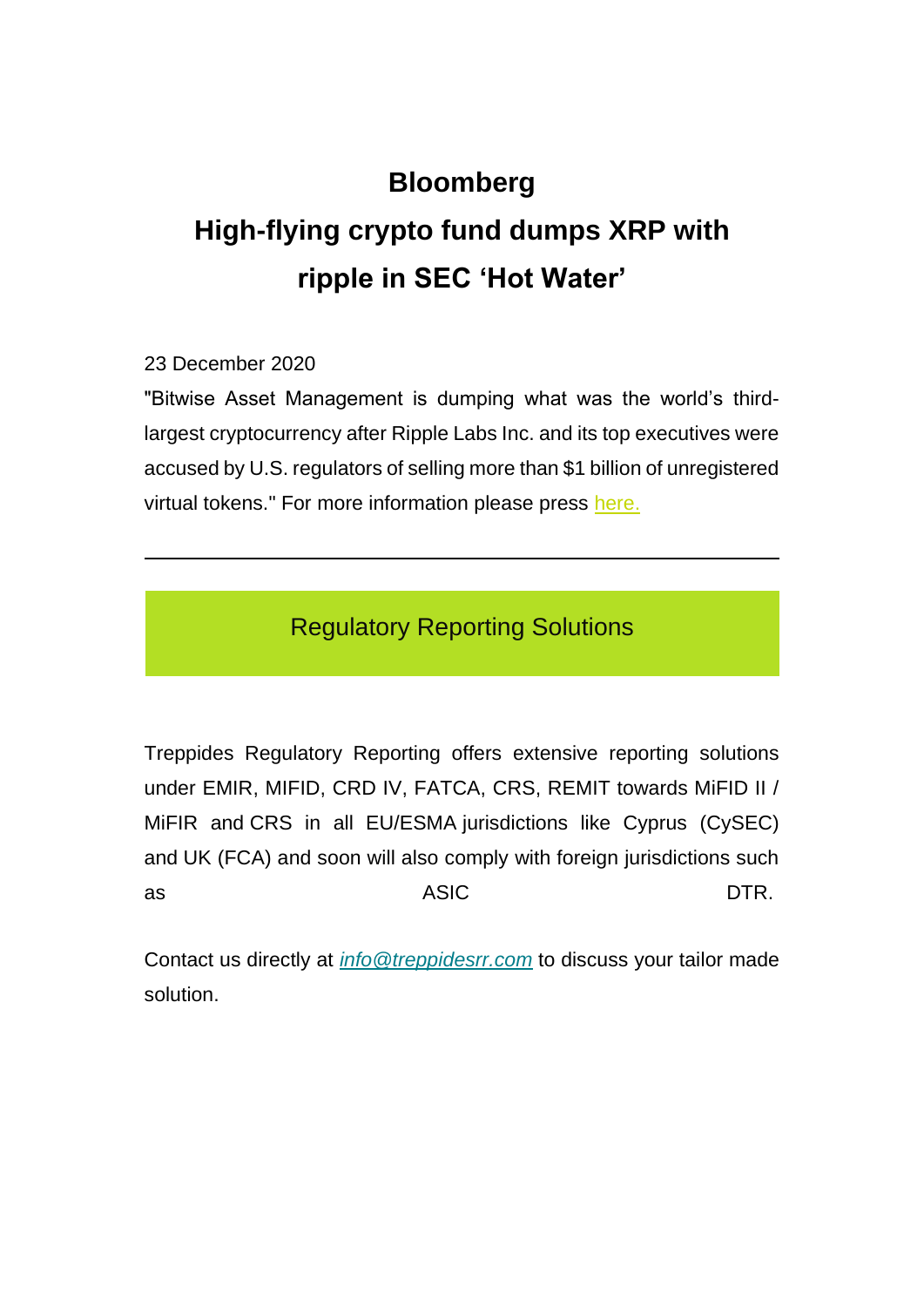## Bloomberg

## High-flying crypto fund dumps XRP with ripple in SEC 'Hot Water'

23 December 2020

"Bitwise Asset Management is dumping what was the world's third-largest cryptocurrency after Ripple Labs Inc. and its top executives were accused by U.S. regulators of selling more than $1 billion of unregistered virtual tokens." For more information please press here.

---

### Regulatory Reporting Solutions

Treppides Regulatory Reporting offers extensive reporting solutions under EMIR, MIFID, CRD IV, FATCA, CRS, REMIT towards MiFID II / MiFIR and CRS in all EU/ESMA jurisdictions like Cyprus (CySEC) and UK (FCA) and soon will also comply with foreign jurisdictions such as ASIC DTR.

Contact us directly at *info@treppidesrr.com* to discuss your tailor made solution.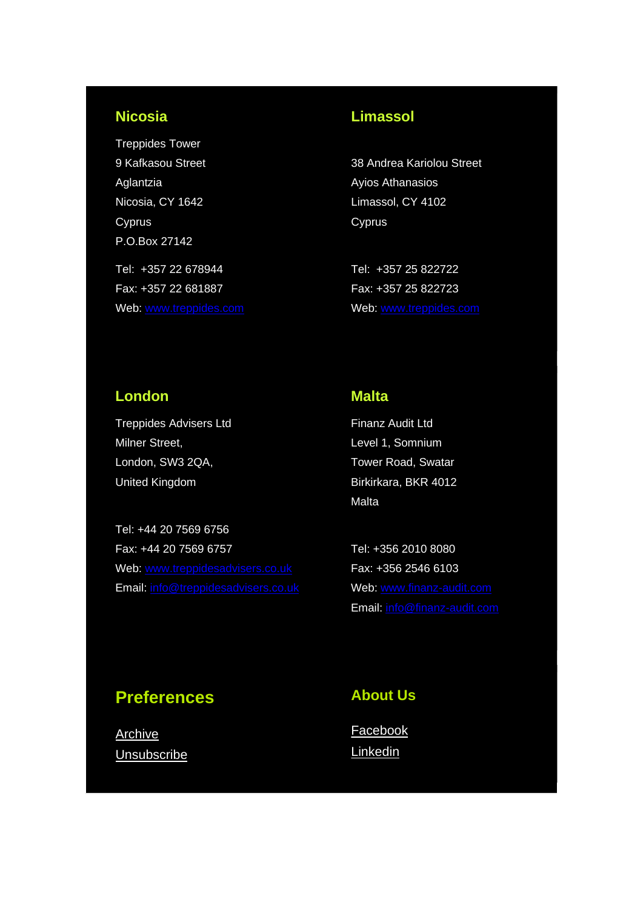## Nicosia

Treppides Tower
9 Kafkasou Street
Aglantzia
Nicosia, CY 1642
Cyprus
P.O.Box 27142

Tel: +357 22 678944
Fax: +357 22 681887
Web: [www.treppides.com](http://www.treppides.com)

## Limassol

38 Andrea Kariolou Street
Ayios Athanasios
Limassol, CY 4102
Cyprus

Tel: +357 25 822722
Fax: +357 25 822723
Web: [www.treppides.com](http://www.treppides.com)

## London

Treppides Advisers Ltd
Milner Street,
London, SW3 2QA,
United Kingdom

Tel: +44 20 7569 6756
Fax: +44 20 7569 6757
Web: [www.treppidesadvisers.co.uk](http://www.treppidesadvisers.co.uk)
Email: [info@treppidesadvisers.co.uk](mailto:info@treppidesadvisers.co.uk)

## Malta

Finanz Audit Ltd
Level 1, Somnium
Tower Road, Swatar
Birkirkara, BKR 4012
Malta

Tel: +356 2010 8080
Fax: +356 2546 6103
Web: [www.finanz-audit.com](http://www.finanz-audit.com)
Email: [info@finanz-audit.com](mailto:info@finanz-audit.com)

## Preferences

Archive
Unsubscribe

## About Us

Facebook
Linkedin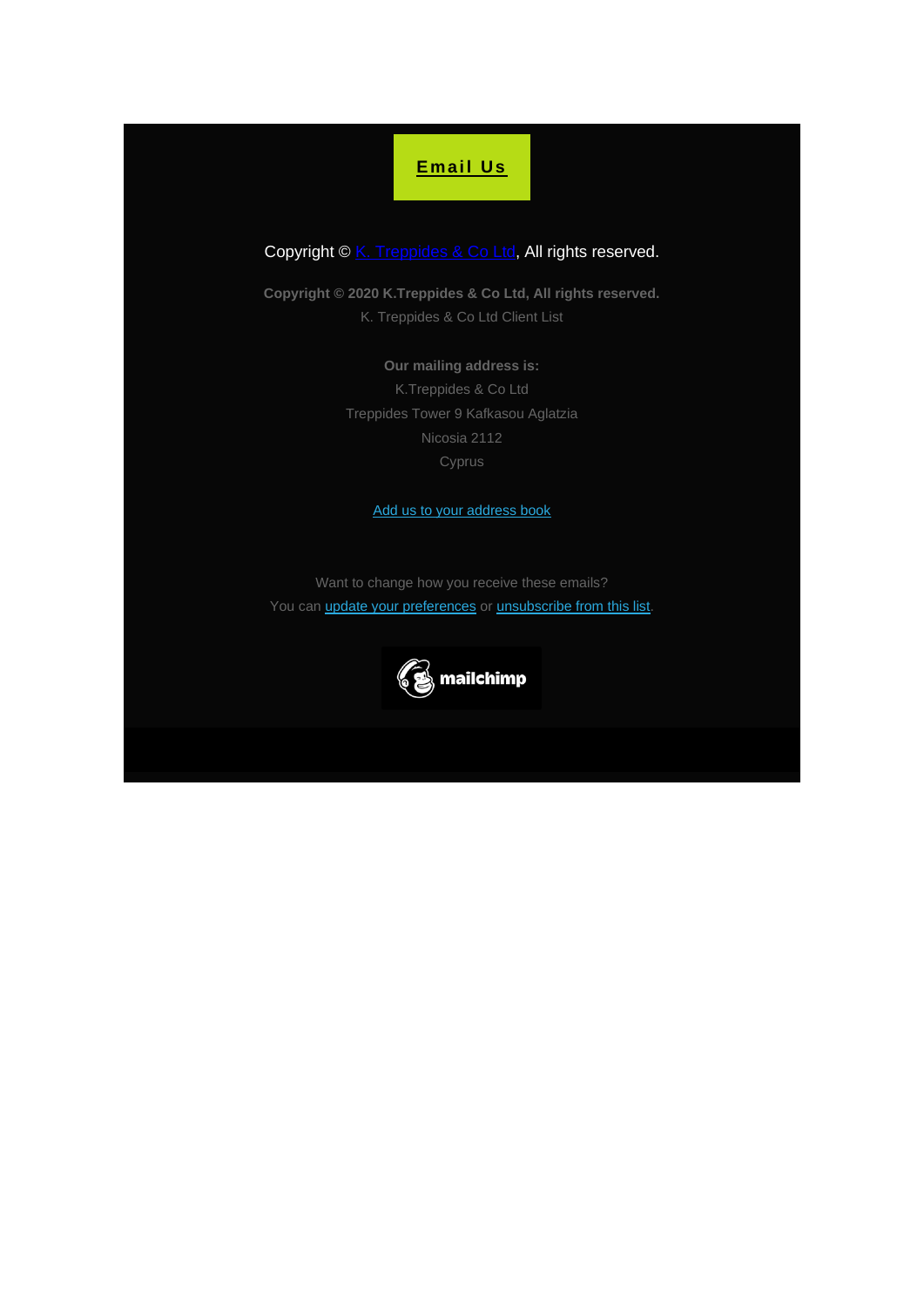**Email Us**

Copyright © K. Treppides & Co Ltd, All rights reserved.

**Copyright © 2020 K.Treppides & Co Ltd, All rights reserved.**
K. Treppides & Co Ltd Client List

**Our mailing address is:**
K.Treppides & Co Ltd
Treppides Tower 9 Kafkasou Aglatzia
Nicosia 2112
Cyprus

Add us to your address book

Want to change how you receive these emails?
You can update your preferences or unsubscribe from this list.

mailchimp